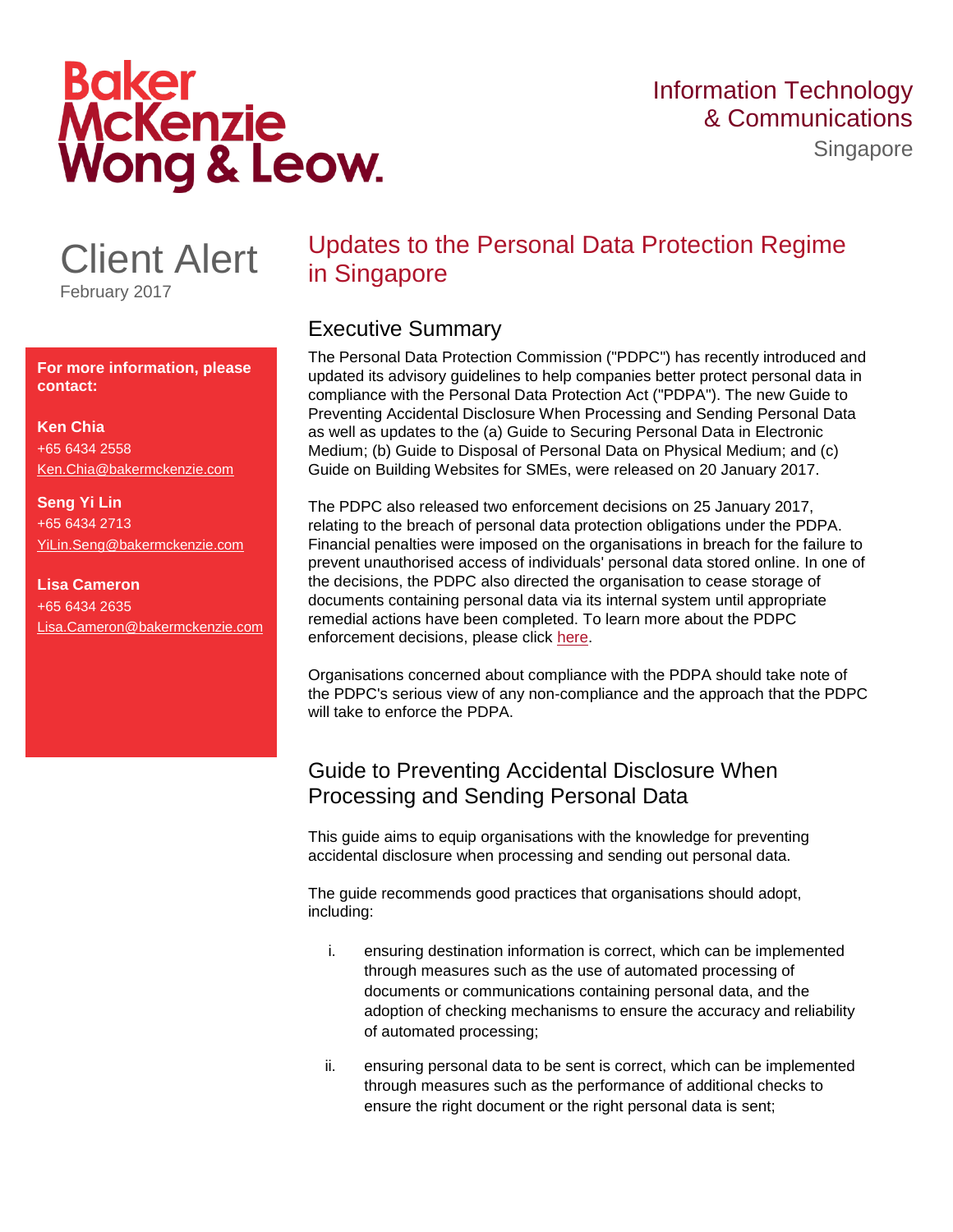Baker McKenzie Wong & Leow.

Information Technology & Communications
Singapore

# Client Alert

February 2017

**For more information, please contact:**

**Ken Chia**
+65 6434 2558
Ken.Chia@bakermckenzie.com

**Seng Yi Lin**
+65 6434 2713
YiLin.Seng@bakermckenzie.com

**Lisa Cameron**
+65 6434 2635
Lisa.Cameron@bakermckenzie.com

## Updates to the Personal Data Protection Regime in Singapore

### Executive Summary

The Personal Data Protection Commission ("PDPC") has recently introduced and updated its advisory guidelines to help companies better protect personal data in compliance with the Personal Data Protection Act ("PDPA"). The new Guide to Preventing Accidental Disclosure When Processing and Sending Personal Data as well as updates to the (a) Guide to Securing Personal Data in Electronic Medium; (b) Guide to Disposal of Personal Data on Physical Medium; and (c) Guide on Building Websites for SMEs, were released on 20 January 2017.

The PDPC also released two enforcement decisions on 25 January 2017, relating to the breach of personal data protection obligations under the PDPA. Financial penalties were imposed on the organisations in breach for the failure to prevent unauthorised access of individuals' personal data stored online. In one of the decisions, the PDPC also directed the organisation to cease storage of documents containing personal data via its internal system until appropriate remedial actions have been completed. To learn more about the PDPC enforcement decisions, please click here.

Organisations concerned about compliance with the PDPA should take note of the PDPC's serious view of any non-compliance and the approach that the PDPC will take to enforce the PDPA.

### Guide to Preventing Accidental Disclosure When Processing and Sending Personal Data

This guide aims to equip organisations with the knowledge for preventing accidental disclosure when processing and sending out personal data.

The guide recommends good practices that organisations should adopt, including:

i. ensuring destination information is correct, which can be implemented through measures such as the use of automated processing of documents or communications containing personal data, and the adoption of checking mechanisms to ensure the accuracy and reliability of automated processing;

ii. ensuring personal data to be sent is correct, which can be implemented through measures such as the performance of additional checks to ensure the right document or the right personal data is sent;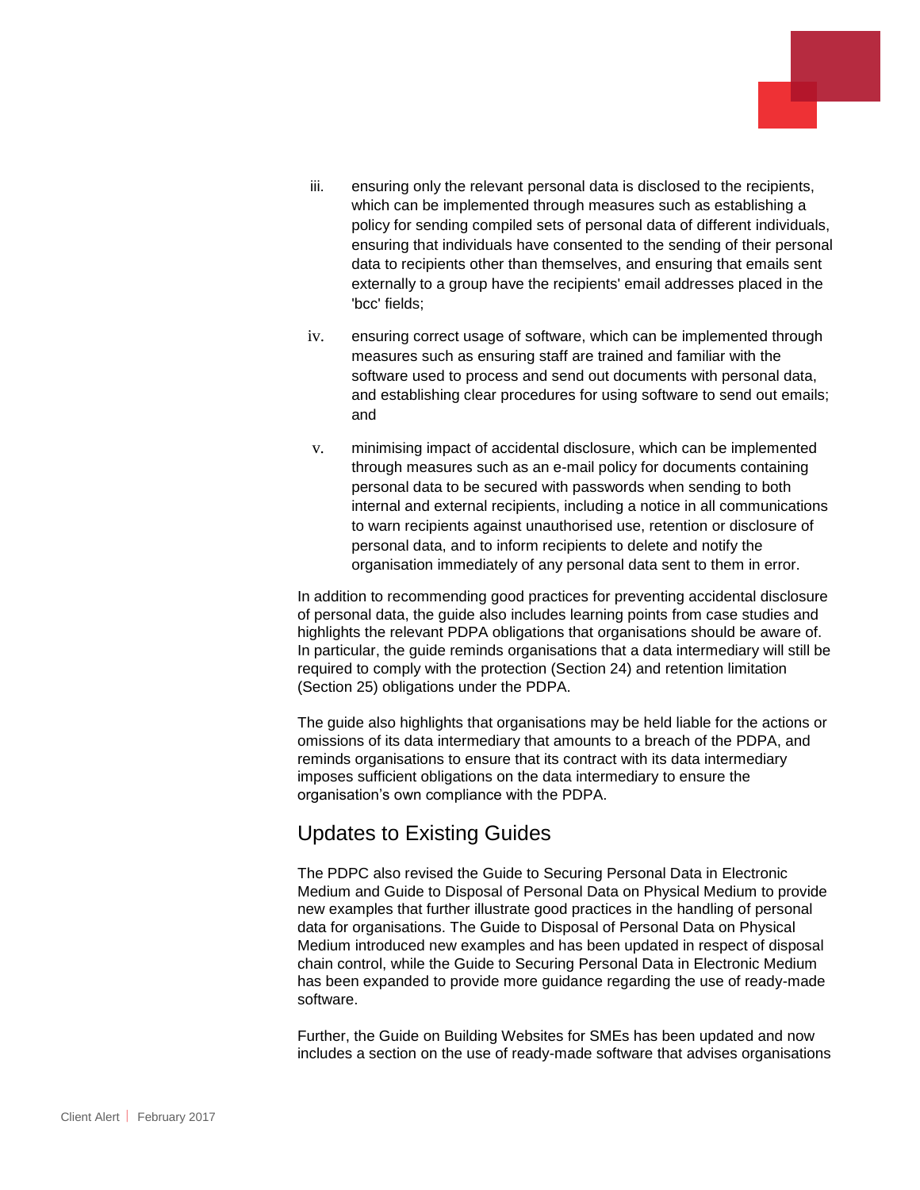iii. ensuring only the relevant personal data is disclosed to the recipients, which can be implemented through measures such as establishing a policy for sending compiled sets of personal data of different individuals, ensuring that individuals have consented to the sending of their personal data to recipients other than themselves, and ensuring that emails sent externally to a group have the recipients' email addresses placed in the 'bcc' fields;

iv. ensuring correct usage of software, which can be implemented through measures such as ensuring staff are trained and familiar with the software used to process and send out documents with personal data, and establishing clear procedures for using software to send out emails; and

v. minimising impact of accidental disclosure, which can be implemented through measures such as an e-mail policy for documents containing personal data to be secured with passwords when sending to both internal and external recipients, including a notice in all communications to warn recipients against unauthorised use, retention or disclosure of personal data, and to inform recipients to delete and notify the organisation immediately of any personal data sent to them in error.

In addition to recommending good practices for preventing accidental disclosure of personal data, the guide also includes learning points from case studies and highlights the relevant PDPA obligations that organisations should be aware of. In particular, the guide reminds organisations that a data intermediary will still be required to comply with the protection (Section 24) and retention limitation (Section 25) obligations under the PDPA.

The guide also highlights that organisations may be held liable for the actions or omissions of its data intermediary that amounts to a breach of the PDPA, and reminds organisations to ensure that its contract with its data intermediary imposes sufficient obligations on the data intermediary to ensure the organisation's own compliance with the PDPA.

## Updates to Existing Guides

The PDPC also revised the Guide to Securing Personal Data in Electronic Medium and Guide to Disposal of Personal Data on Physical Medium to provide new examples that further illustrate good practices in the handling of personal data for organisations. The Guide to Disposal of Personal Data on Physical Medium introduced new examples and has been updated in respect of disposal chain control, while the Guide to Securing Personal Data in Electronic Medium has been expanded to provide more guidance regarding the use of ready-made software.

Further, the Guide on Building Websites for SMEs has been updated and now includes a section on the use of ready-made software that advises organisations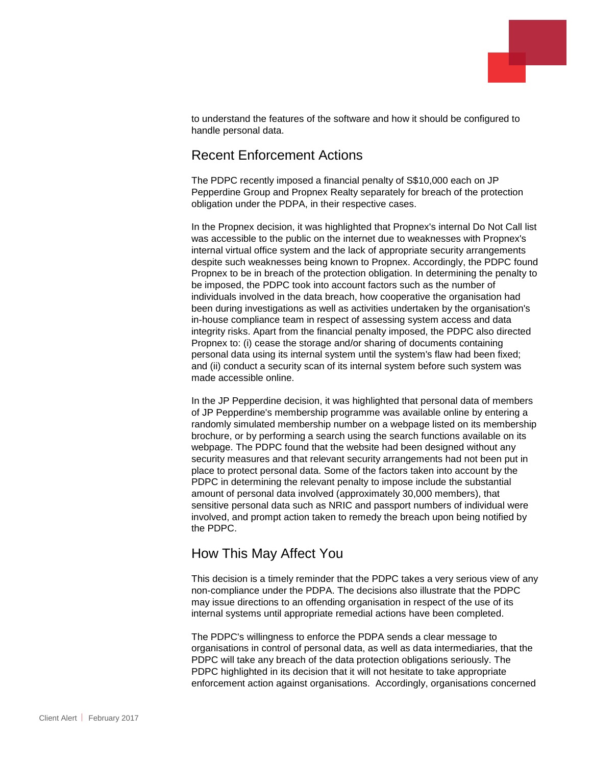to understand the features of the software and how it should be configured to handle personal data.

## Recent Enforcement Actions

The PDPC recently imposed a financial penalty of S$10,000 each on JP Pepperdine Group and Propnex Realty separately for breach of the protection obligation under the PDPA, in their respective cases.

In the Propnex decision, it was highlighted that Propnex's internal Do Not Call list was accessible to the public on the internet due to weaknesses with Propnex's internal virtual office system and the lack of appropriate security arrangements despite such weaknesses being known to Propnex. Accordingly, the PDPC found Propnex to be in breach of the protection obligation. In determining the penalty to be imposed, the PDPC took into account factors such as the number of individuals involved in the data breach, how cooperative the organisation had been during investigations as well as activities undertaken by the organisation's in-house compliance team in respect of assessing system access and data integrity risks. Apart from the financial penalty imposed, the PDPC also directed Propnex to: (i) cease the storage and/or sharing of documents containing personal data using its internal system until the system's flaw had been fixed; and (ii) conduct a security scan of its internal system before such system was made accessible online.

In the JP Pepperdine decision, it was highlighted that personal data of members of JP Pepperdine's membership programme was available online by entering a randomly simulated membership number on a webpage listed on its membership brochure, or by performing a search using the search functions available on its webpage. The PDPC found that the website had been designed without any security measures and that relevant security arrangements had not been put in place to protect personal data. Some of the factors taken into account by the PDPC in determining the relevant penalty to impose include the substantial amount of personal data involved (approximately 30,000 members), that sensitive personal data such as NRIC and passport numbers of individual were involved, and prompt action taken to remedy the breach upon being notified by the PDPC.

## How This May Affect You

This decision is a timely reminder that the PDPC takes a very serious view of any non-compliance under the PDPA. The decisions also illustrate that the PDPC may issue directions to an offending organisation in respect of the use of its internal systems until appropriate remedial actions have been completed.

The PDPC's willingness to enforce the PDPA sends a clear message to organisations in control of personal data, as well as data intermediaries, that the PDPC will take any breach of the data protection obligations seriously. The PDPC highlighted in its decision that it will not hesitate to take appropriate enforcement action against organisations. Accordingly, organisations concerned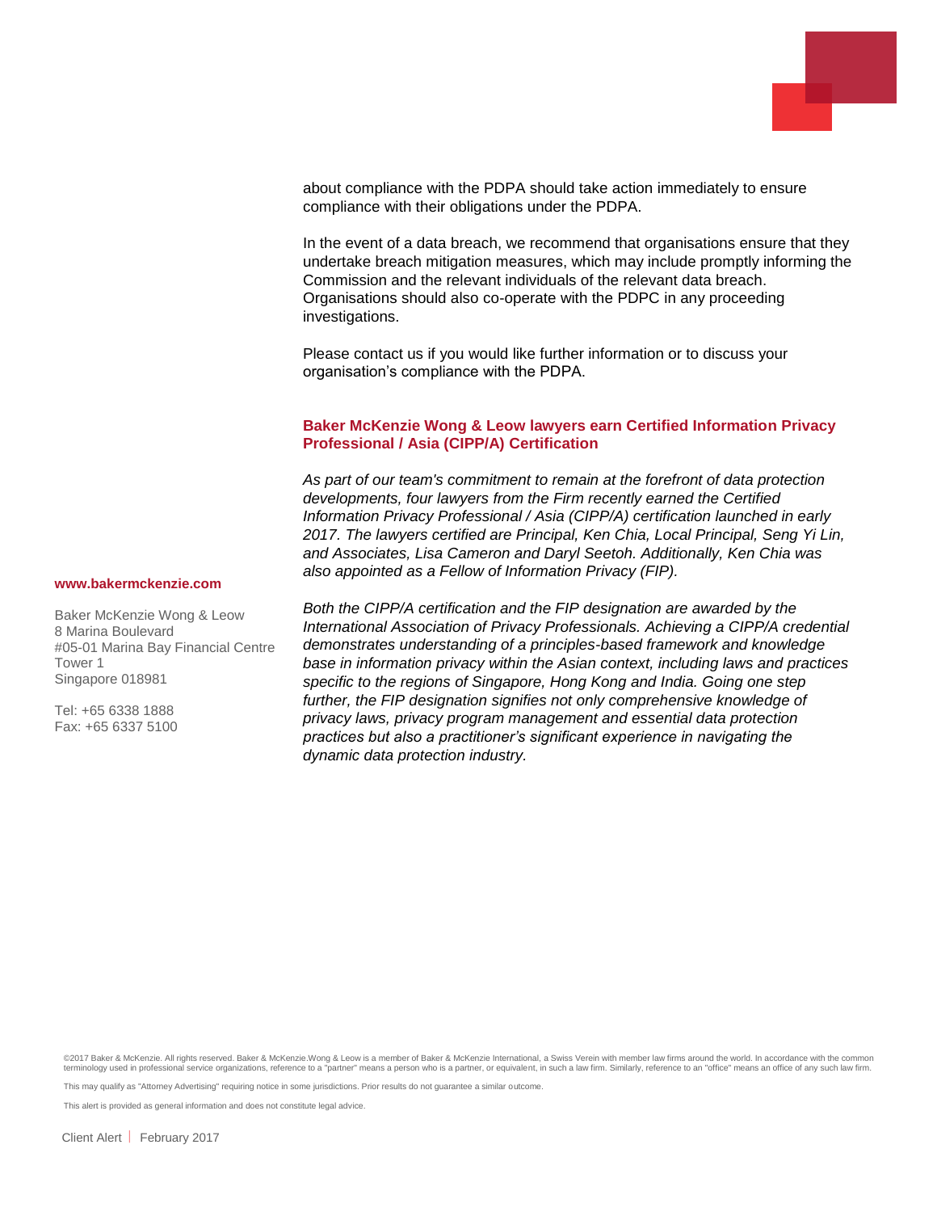about compliance with the PDPA should take action immediately to ensure compliance with their obligations under the PDPA.

In the event of a data breach, we recommend that organisations ensure that they undertake breach mitigation measures, which may include promptly informing the Commission and the relevant individuals of the relevant data breach. Organisations should also co-operate with the PDPC in any proceeding investigations.

Please contact us if you would like further information or to discuss your organisation's compliance with the PDPA.

### Baker McKenzie Wong & Leow lawyers earn Certified Information Privacy Professional / Asia (CIPP/A) Certification

*As part of our team's commitment to remain at the forefront of data protection developments, four lawyers from the Firm recently earned the Certified Information Privacy Professional / Asia (CIPP/A) certification launched in early 2017. The lawyers certified are Principal, Ken Chia, Local Principal, Seng Yi Lin, and Associates, Lisa Cameron and Daryl Seetoh. Additionally, Ken Chia was also appointed as a Fellow of Information Privacy (FIP).*

*Both the CIPP/A certification and the FIP designation are awarded by the International Association of Privacy Professionals. Achieving a CIPP/A credential demonstrates understanding of a principles-based framework and knowledge base in information privacy within the Asian context, including laws and practices specific to the regions of Singapore, Hong Kong and India. Going one step further, the FIP designation signifies not only comprehensive knowledge of privacy laws, privacy program management and essential data protection practices but also a practitioner's significant experience in navigating the dynamic data protection industry.*

**www.bakermckenzie.com**

Baker McKenzie Wong & Leow
8 Marina Boulevard
#05-01 Marina Bay Financial Centre
Tower 1
Singapore 018981

Tel: +65 6338 1888
Fax: +65 6337 5100

©2017 Baker & McKenzie. All rights reserved. Baker & McKenzie.Wong & Leow is a member of Baker & McKenzie International, a Swiss Verein with member law firms around the world. In accordance with the common terminology used in professional service organizations, reference to a "partner" means a person who is a partner, or equivalent, in such a law firm. Similarly, reference to an "office" means an office of any such law firm.

This may qualify as "Attorney Advertising" requiring notice in some jurisdictions. Prior results do not guarantee a similar outcome.

This alert is provided as general information and does not constitute legal advice.